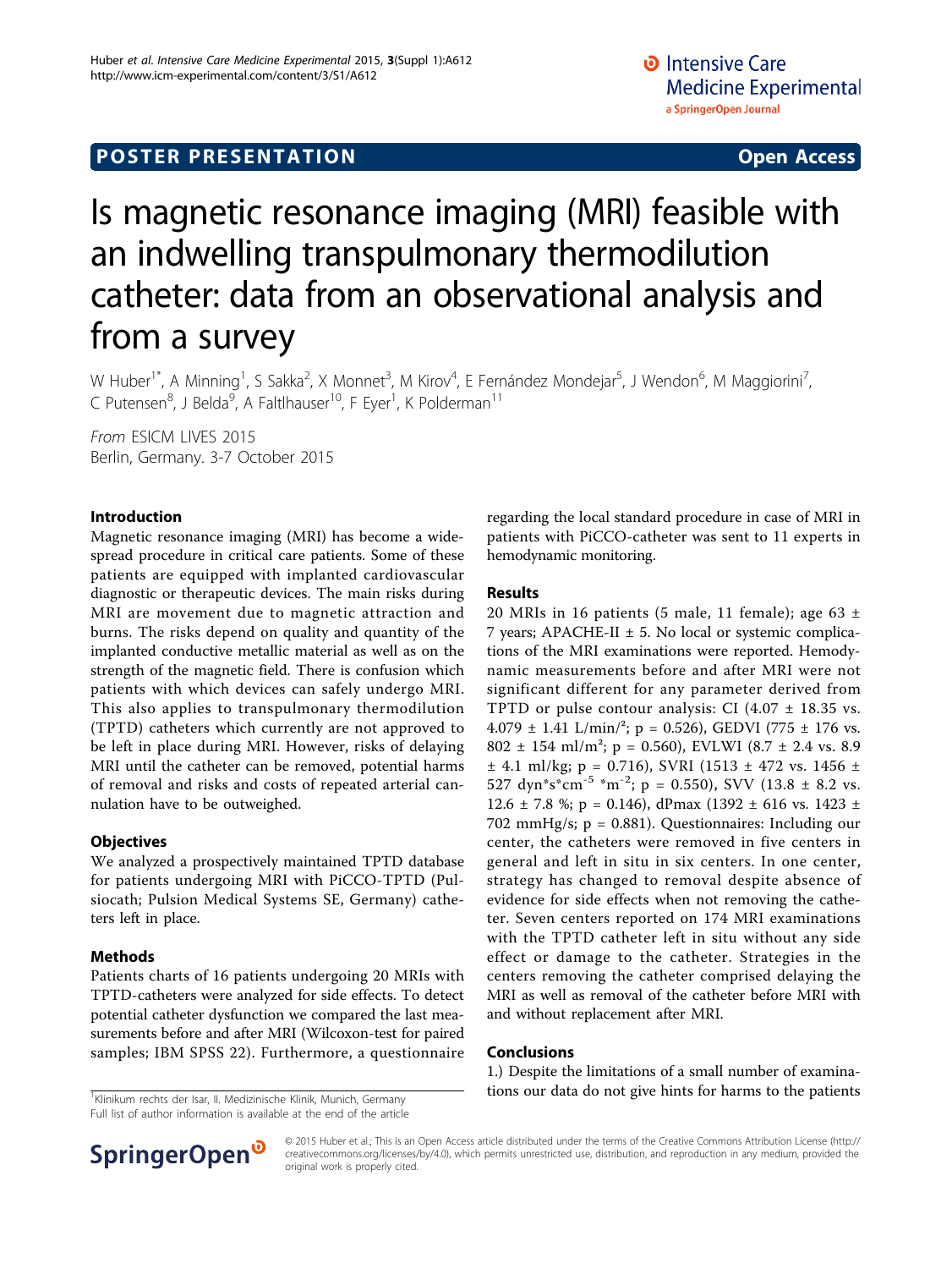POSTER PRESENTATION — Open Access

# Is magnetic resonance imaging (MRI) feasible with an indwelling transpulmonary thermodilution catheter: data from an observational analysis and from a survey

W Huber[1*], A Minning[1], S Sakka[2], X Monnet[3], M Kirov[4], E Fernández Mondejar[5], J Wendon[6], M Maggiorini[7], C Putensen[8], J Belda[9], A Faltlhauser[10], F Eyer[1], K Polderman[11]

*From* ESICM LIVES 2015
Berlin, Germany. 3-7 October 2015

## Introduction

Magnetic resonance imaging (MRI) has become a wide-spread procedure in critical care patients. Some of these patients are equipped with implanted cardiovascular diagnostic or therapeutic devices. The main risks during MRI are movement due to magnetic attraction and burns. The risks depend on quality and quantity of the implanted conductive metallic material as well as on the strength of the magnetic field. There is confusion which patients with which devices can safely undergo MRI. This also applies to transpulmonary thermodilution (TPTD) catheters which currently are not approved to be left in place during MRI. However, risks of delaying MRI until the catheter can be removed, potential harms of removal and risks and costs of repeated arterial cannulation have to be outweighed.

## Objectives

We analyzed a prospectively maintained TPTD database for patients undergoing MRI with PiCCO-TPTD (Pulsiocath; Pulsion Medical Systems SE, Germany) catheters left in place.

## Methods

Patients charts of 16 patients undergoing 20 MRIs with TPTD-catheters were analyzed for side effects. To detect potential catheter dysfunction we compared the last measurements before and after MRI (Wilcoxon-test for paired samples; IBM SPSS 22). Furthermore, a questionnaire regarding the local standard procedure in case of MRI in patients with PiCCO-catheter was sent to 11 experts in hemodynamic monitoring.

## Results

20 MRIs in 16 patients (5 male, 11 female); age 63 ± 7 years; APACHE-II ± 5. No local or systemic complications of the MRI examinations were reported. Hemodynamic measurements before and after MRI were not significant different for any parameter derived from TPTD or pulse contour analysis: CI (4.07 ± 18.35 vs. 4.079 ± 1.41 L/min/²; p = 0.526), GEDVI (775 ± 176 vs. 802 ± 154 ml/m²; p = 0.560), EVLWI (8.7 ± 2.4 vs. 8.9 ± 4.1 ml/kg; p = 0.716), SVRI (1513 ± 472 vs. 1456 ± 527 dyn\*s\*cm$^{-5}$ \*m$^{-2}$; p = 0.550), SVV (13.8 ± 8.2 vs. 12.6 ± 7.8 %; p = 0.146), dPmax (1392 ± 616 vs. 1423 ± 702 mmHg/s; p = 0.881). Questionnaires: Including our center, the catheters were removed in five centers in general and left in situ in six centers. In one center, strategy has changed to removal despite absence of evidence for side effects when not removing the catheter. Seven centers reported on 174 MRI examinations with the TPTD catheter left in situ without any side effect or damage to the catheter. Strategies in the centers removing the catheter comprised delaying the MRI as well as removal of the catheter before MRI with and without replacement after MRI.

## Conclusions

1.) Despite the limitations of a small number of examinations our data do not give hints for harms to the patients

[1]Klinikum rechts der Isar, II. Medizinische Klinik, Munich, Germany
Full list of author information is available at the end of the article

© 2015 Huber et al.; This is an Open Access article distributed under the terms of the Creative Commons Attribution License (http://creativecommons.org/licenses/by/4.0), which permits unrestricted use, distribution, and reproduction in any medium, provided the original work is properly cited.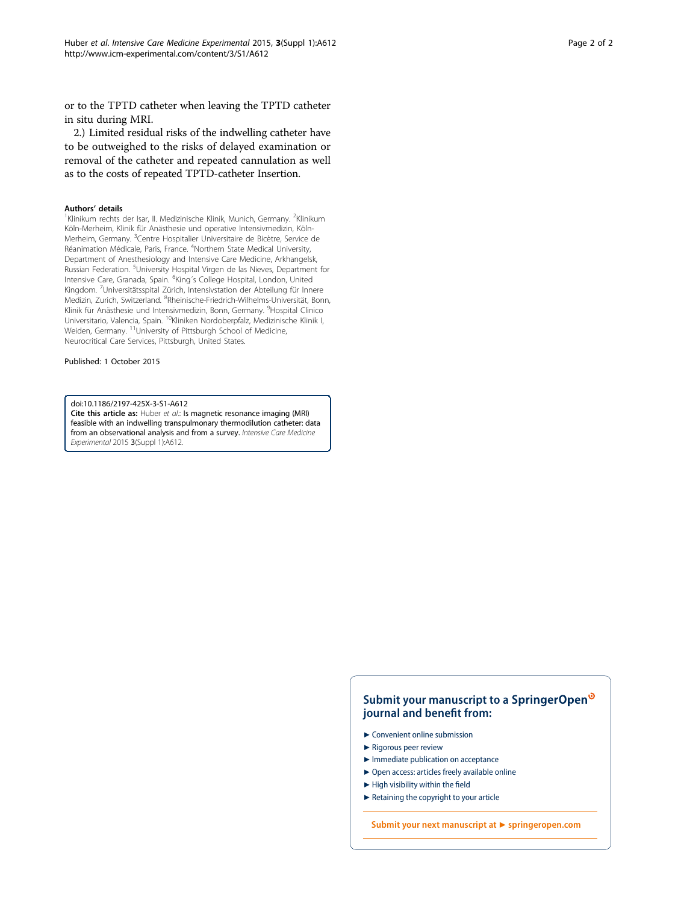or to the TPTD catheter when leaving the TPTD catheter in situ during MRI.

2.) Limited residual risks of the indwelling catheter have to be outweighed to the risks of delayed examination or removal of the catheter and repeated cannulation as well as to the costs of repeated TPTD-catheter Insertion.

#### Authors' details

[1]Klinikum rechts der Isar, II. Medizinische Klinik, Munich, Germany. [2]Klinikum Köln-Merheim, Klinik für Anästhesie und operative Intensivmedizin, Köln-Merheim, Germany. [3]Centre Hospitalier Universitaire de Bicètre, Service de Réanimation Médicale, Paris, France. [4]Northern State Medical University, Department of Anesthesiology and Intensive Care Medicine, Arkhangelsk, Russian Federation. [5]University Hospital Virgen de las Nieves, Department for Intensive Care, Granada, Spain. [6]King´s College Hospital, London, United Kingdom. [7]Universitätsspital Zürich, Intensivstation der Abteilung für Innere Medizin, Zurich, Switzerland. [8]Rheinische-Friedrich-Wilhelms-Universität, Bonn, Klinik für Anästhesie und Intensivmedizin, Bonn, Germany. [9]Hospital Clinico Universitario, Valencia, Spain. [10]Kliniken Nordoberpfalz, Medizinische Klinik I, Weiden, Germany. [11]University of Pittsburgh School of Medicine, Neurocritical Care Services, Pittsburgh, United States.

Published: 1 October 2015

doi:10.1186/2197-425X-3-S1-A612
**Cite this article as:** Huber *et al.*: Is magnetic resonance imaging (MRI) feasible with an indwelling transpulmonary thermodilution catheter: data from an observational analysis and from a survey. *Intensive Care Medicine Experimental* 2015 **3**(Suppl 1):A612.

**Submit your manuscript to a SpringerOpen journal and benefit from:**

- ► Convenient online submission
- ► Rigorous peer review
- ► Immediate publication on acceptance
- ► Open access: articles freely available online
- ► High visibility within the field
- ► Retaining the copyright to your article

**Submit your next manuscript at ► springeropen.com**